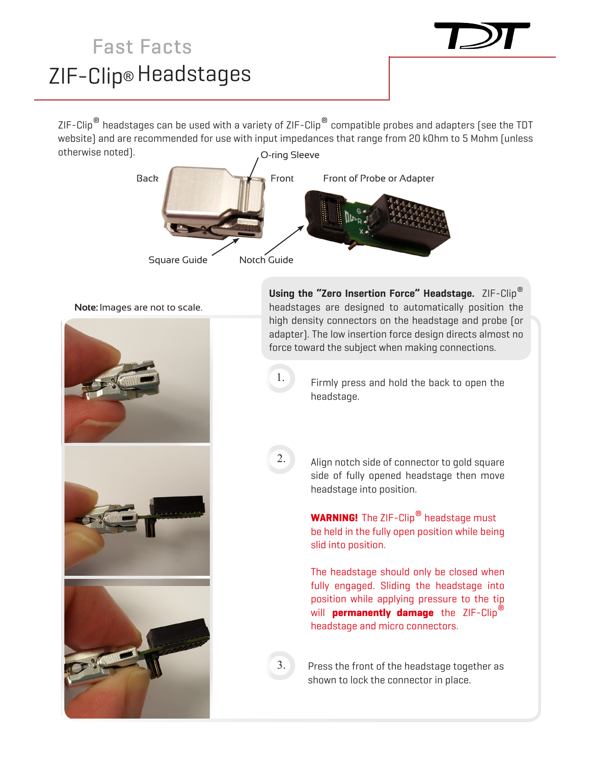# Fast Facts

# ZIF-Clip® Headstages

ZIF-Clip® headstages can be used with a variety of ZIF-Clip® compatible probes and adapters (see the TDT website) and are recommended for use with input impedances that range from 20 kOhm to 5 Mohm (unless otherwise noted).

O-ring Sleeve

Back

Front

Front of Probe or Adapter

Square Guide

Notch Guide

**Note:** Images are not to scale.

**Using the "Zero Insertion Force" Headstage.** ZIF-Clip® headstages are designed to automatically position the high density connectors on the headstage and probe (or adapter). The low insertion force design directs almost no force toward the subject when making connections.

1. Firmly press and hold the back to open the headstage.

2. Align notch side of connector to gold square side of fully opened headstage then move headstage into position.

   **WARNING!** The ZIF-Clip® headstage must be held in the fully open position while being slid into position.

   The headstage should only be closed when fully engaged. Sliding the headstage into position while applying pressure to the tip will **permanently damage** the ZIF-Clip® headstage and micro connectors.

3. Press the front of the headstage together as shown to lock the connector in place.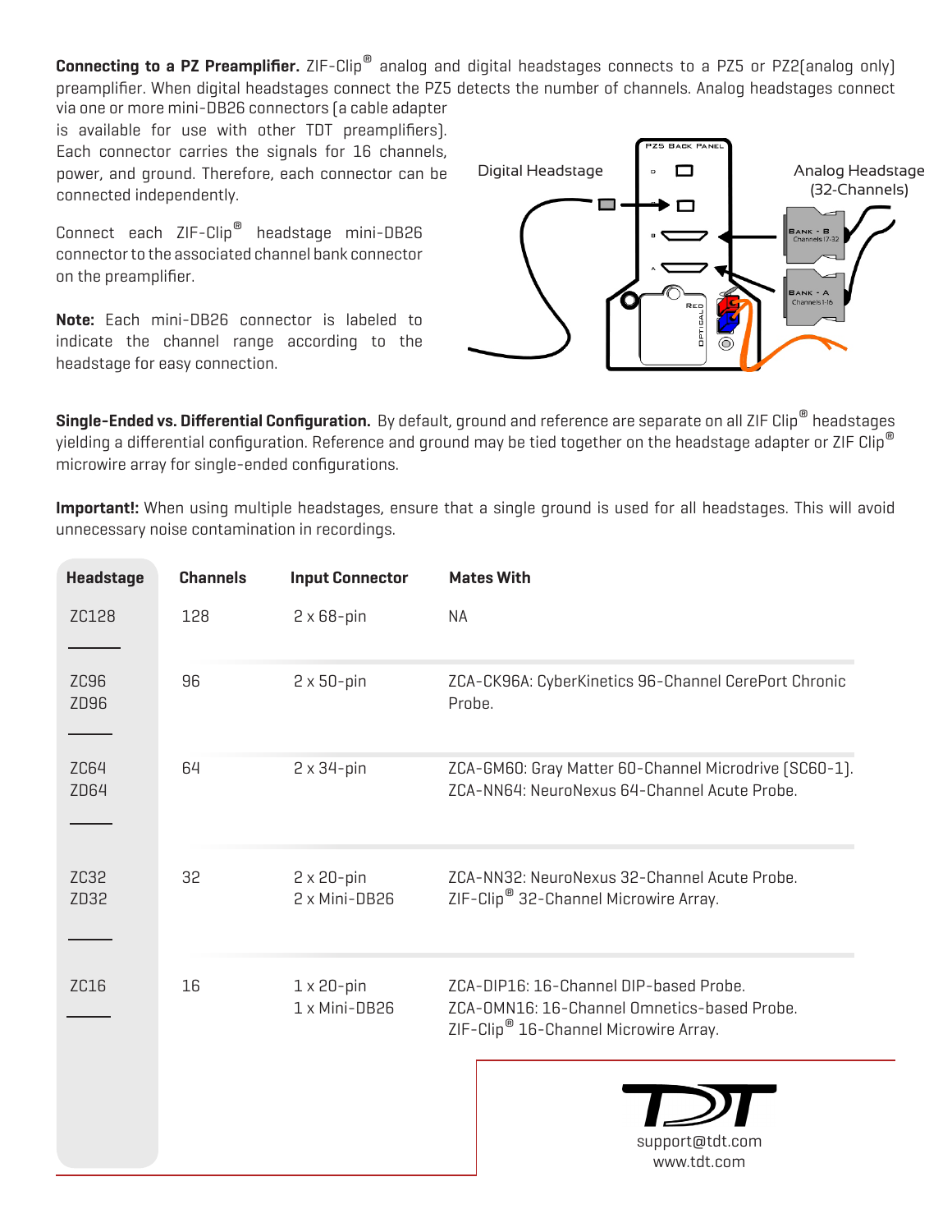**Connecting to a PZ Preamplifier.** ZIF-Clip® analog and digital headstages connects to a PZ5 or PZ2(analog only) preamplifier. When digital headstages connect the PZ5 detects the number of channels. Analog headstages connect via one or more mini-DB26 connectors (a cable adapter is available for use with other TDT preamplifiers). Each connector carries the signals for 16 channels, power, and ground. Therefore, each connector can be connected independently.

Connect each ZIF-Clip® headstage mini-DB26 connector to the associated channel bank connector on the preamplifier.

**Note:** Each mini-DB26 connector is labeled to indicate the channel range according to the headstage for easy connection.

PZ5 Back Panel

Digital Headstage

Analog Headstage (32-Channels)

Bank - B Channels 17-32

Bank - A Channels 1-16

Red

Optical

**Single-Ended vs. Differential Configuration.** By default, ground and reference are separate on all ZIF Clip® headstages yielding a differential configuration. Reference and ground may be tied together on the headstage adapter or ZIF Clip® microwire array for single-ended configurations.

**Important!:** When using multiple headstages, ensure that a single ground is used for all headstages. This will avoid unnecessary noise contamination in recordings.

| Headstage | Channels | Input Connector | Mates With |
|---|---|---|---|
| ZC128 | 128 | 2 x 68-pin | NA |
| ZC96<br>ZD96 | 96 | 2 x 50-pin | ZCA-CK96A: CyberKinetics 96-Channel CerePort Chronic Probe. |
| ZC64<br>ZD64 | 64 | 2 x 34-pin | ZCA-GM60: Gray Matter 60-Channel Microdrive (SC60-1).<br>ZCA-NN64: NeuroNexus 64-Channel Acute Probe. |
| ZC32<br>ZD32 | 32 | 2 x 20-pin<br>2 x Mini-DB26 | ZCA-NN32: NeuroNexus 32-Channel Acute Probe.<br>ZIF-Clip® 32-Channel Microwire Array. |
| ZC16 | 16 | 1 x 20-pin<br>1 x Mini-DB26 | ZCA-DIP16: 16-Channel DIP-based Probe.<br>ZCA-OMN16: 16-Channel Omnetics-based Probe.<br>ZIF-Clip® 16-Channel Microwire Array. |

TDT

support@tdt.com
www.tdt.com